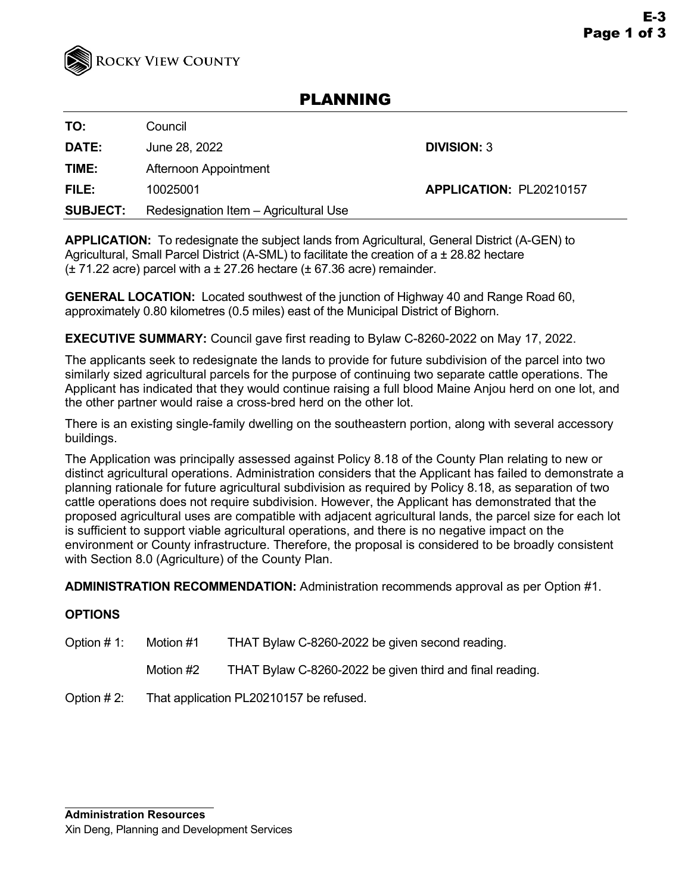ROCKY VIEW COUNTY

# PLANNING

| | | | |
|---|---|---|---|
| **TO:** | Council | | |
| **DATE:** | June 28, 2022 | **DIVISION:** 3 | |
| **TIME:** | Afternoon Appointment | | |
| **FILE:** | 10025001 | **APPLICATION:** PL20210157 | |
| **SUBJECT:** | Redesignation Item – Agricultural Use | | |

**APPLICATION:** To redesignate the subject lands from Agricultural, General District (A-GEN) to Agricultural, Small Parcel District (A-SML) to facilitate the creation of a ± 28.82 hectare (± 71.22 acre) parcel with a ± 27.26 hectare (± 67.36 acre) remainder.

**GENERAL LOCATION:** Located southwest of the junction of Highway 40 and Range Road 60, approximately 0.80 kilometres (0.5 miles) east of the Municipal District of Bighorn.

**EXECUTIVE SUMMARY:** Council gave first reading to Bylaw C-8260-2022 on May 17, 2022.

The applicants seek to redesignate the lands to provide for future subdivision of the parcel into two similarly sized agricultural parcels for the purpose of continuing two separate cattle operations. The Applicant has indicated that they would continue raising a full blood Maine Anjou herd on one lot, and the other partner would raise a cross-bred herd on the other lot.

There is an existing single-family dwelling on the southeastern portion, along with several accessory buildings.

The Application was principally assessed against Policy 8.18 of the County Plan relating to new or distinct agricultural operations. Administration considers that the Applicant has failed to demonstrate a planning rationale for future agricultural subdivision as required by Policy 8.18, as separation of two cattle operations does not require subdivision. However, the Applicant has demonstrated that the proposed agricultural uses are compatible with adjacent agricultural lands, the parcel size for each lot is sufficient to support viable agricultural operations, and there is no negative impact on the environment or County infrastructure. Therefore, the proposal is considered to be broadly consistent with Section 8.0 (Agriculture) of the County Plan.

**ADMINISTRATION RECOMMENDATION:** Administration recommends approval as per Option #1.

**OPTIONS**

| | | |
|---|---|---|
| Option # 1: | Motion #1 | THAT Bylaw C-8260-2022 be given second reading. |
| | Motion #2 | THAT Bylaw C-8260-2022 be given third and final reading. |
| Option # 2: | That application PL20210157 be refused. | |

**Administration Resources**
Xin Deng, Planning and Development Services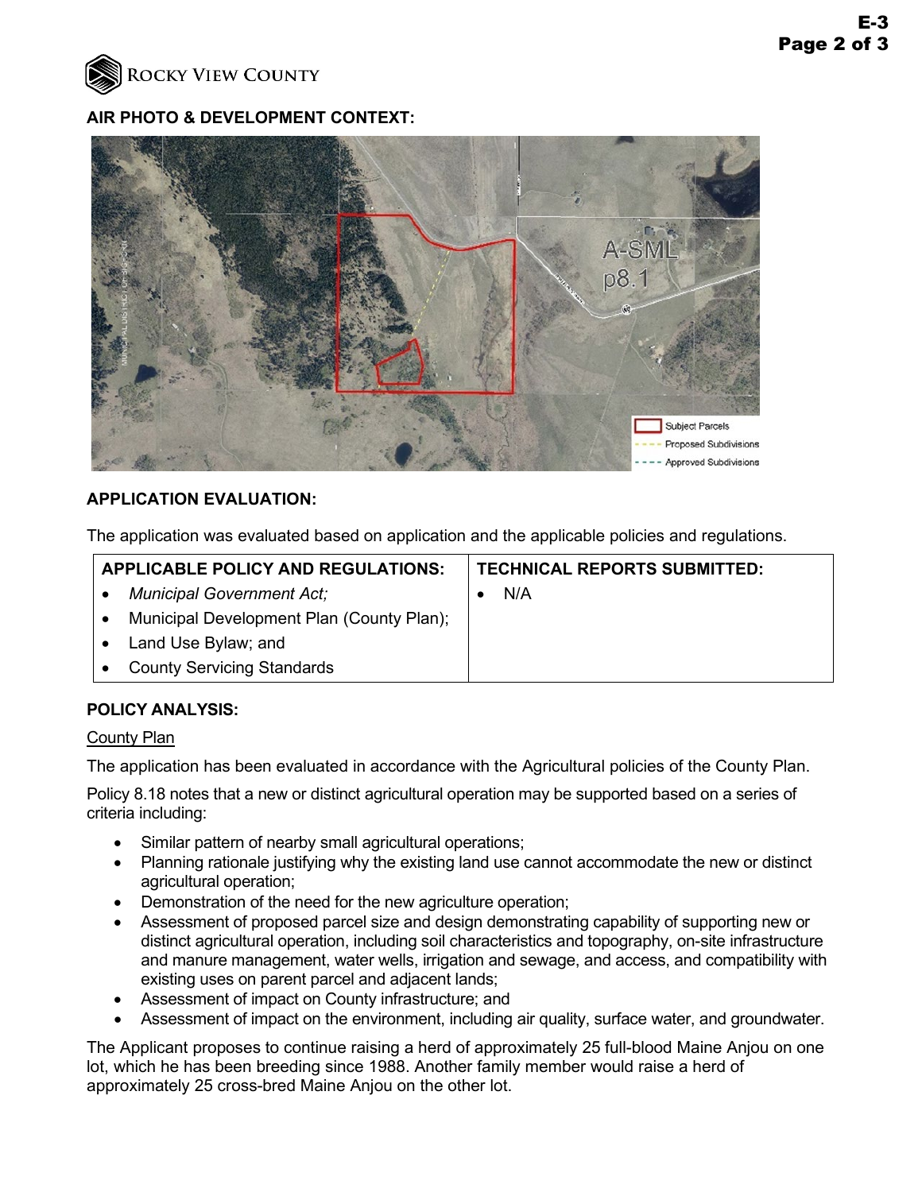**AIR PHOTO & DEVELOPMENT CONTEXT:**

**APPLICATION EVALUATION:**

The application was evaluated based on application and the applicable policies and regulations.

| APPLICABLE POLICY AND REGULATIONS: | TECHNICAL REPORTS SUBMITTED: |
|---|---|
| • *Municipal Government Act;*<br>• Municipal Development Plan (County Plan);<br>• Land Use Bylaw; and<br>• County Servicing Standards | • N/A |

**POLICY ANALYSIS:**

County Plan

The application has been evaluated in accordance with the Agricultural policies of the County Plan.

Policy 8.18 notes that a new or distinct agricultural operation may be supported based on a series of criteria including:

- Similar pattern of nearby small agricultural operations;
- Planning rationale justifying why the existing land use cannot accommodate the new or distinct agricultural operation;
- Demonstration of the need for the new agriculture operation;
- Assessment of proposed parcel size and design demonstrating capability of supporting new or distinct agricultural operation, including soil characteristics and topography, on-site infrastructure and manure management, water wells, irrigation and sewage, and access, and compatibility with existing uses on parent parcel and adjacent lands;
- Assessment of impact on County infrastructure; and
- Assessment of impact on the environment, including air quality, surface water, and groundwater.

The Applicant proposes to continue raising a herd of approximately 25 full-blood Maine Anjou on one lot, which he has been breeding since 1988. Another family member would raise a herd of approximately 25 cross-bred Maine Anjou on the other lot.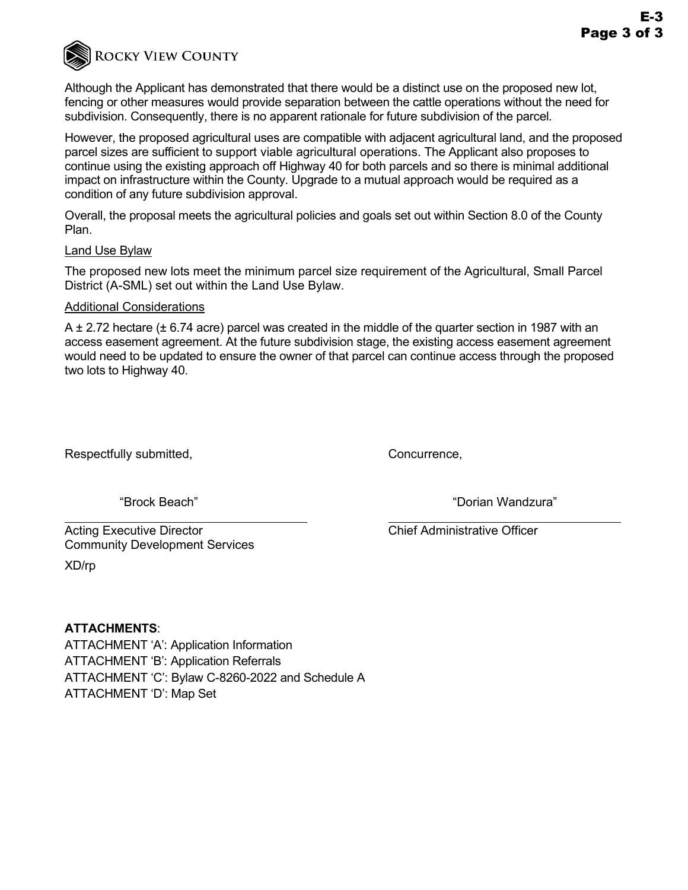Although the Applicant has demonstrated that there would be a distinct use on the proposed new lot, fencing or other measures would provide separation between the cattle operations without the need for subdivision. Consequently, there is no apparent rationale for future subdivision of the parcel.

However, the proposed agricultural uses are compatible with adjacent agricultural land, and the proposed parcel sizes are sufficient to support viable agricultural operations. The Applicant also proposes to continue using the existing approach off Highway 40 for both parcels and so there is minimal additional impact on infrastructure within the County. Upgrade to a mutual approach would be required as a condition of any future subdivision approval.

Overall, the proposal meets the agricultural policies and goals set out within Section 8.0 of the County Plan.

<u>Land Use Bylaw</u>

The proposed new lots meet the minimum parcel size requirement of the Agricultural, Small Parcel District (A-SML) set out within the Land Use Bylaw.

<u>Additional Considerations</u>

A ± 2.72 hectare (± 6.74 acre) parcel was created in the middle of the quarter section in 1987 with an access easement agreement. At the future subdivision stage, the existing access easement agreement would need to be updated to ensure the owner of that parcel can continue access through the proposed two lots to Highway 40.

Respectfully submitted,

"Brock Beach"

Acting Executive Director
Community Development Services

Concurrence,

"Dorian Wandzura"

Chief Administrative Officer

XD/rp

**ATTACHMENTS**:
ATTACHMENT 'A': Application Information
ATTACHMENT 'B': Application Referrals
ATTACHMENT 'C': Bylaw C-8260-2022 and Schedule A
ATTACHMENT 'D': Map Set